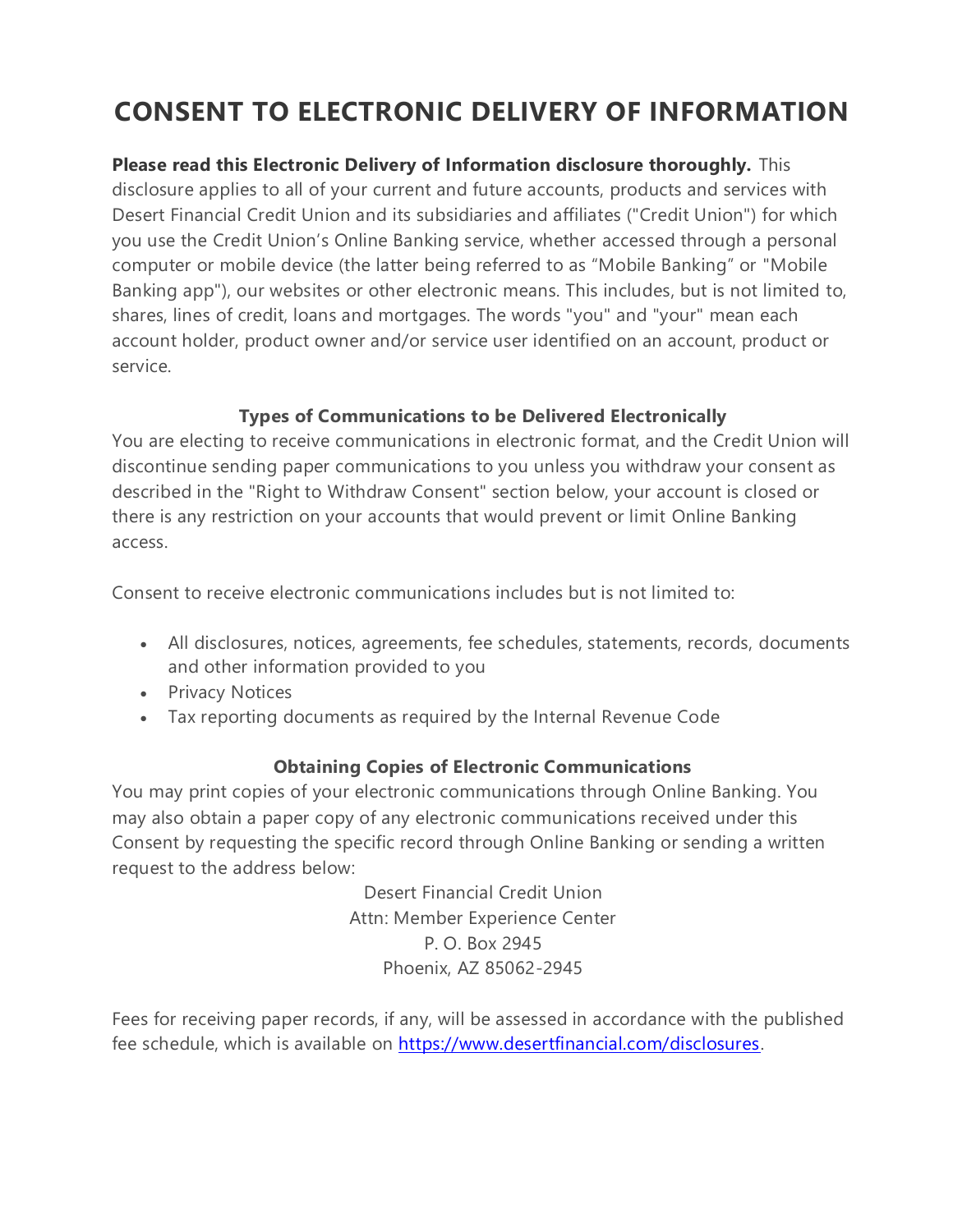# CONSENT TO ELECTRONIC DELIVERY OF INFORMATION

**Please read this Electronic Delivery of Information disclosure thoroughly.** This disclosure applies to all of your current and future accounts, products and services with Desert Financial Credit Union and its subsidiaries and affiliates ("Credit Union") for which you use the Credit Union's Online Banking service, whether accessed through a personal computer or mobile device (the latter being referred to as "Mobile Banking" or "Mobile Banking app"), our websites or other electronic means. This includes, but is not limited to, shares, lines of credit, loans and mortgages. The words "you" and "your" mean each account holder, product owner and/or service user identified on an account, product or service.

### Types of Communications to be Delivered Electronically

You are electing to receive communications in electronic format, and the Credit Union will discontinue sending paper communications to you unless you withdraw your consent as described in the "Right to Withdraw Consent" section below, your account is closed or there is any restriction on your accounts that would prevent or limit Online Banking access.

Consent to receive electronic communications includes but is not limited to:

- All disclosures, notices, agreements, fee schedules, statements, records, documents and other information provided to you
- Privacy Notices
- Tax reporting documents as required by the Internal Revenue Code

### Obtaining Copies of Electronic Communications

You may print copies of your electronic communications through Online Banking. You may also obtain a paper copy of any electronic communications received under this Consent by requesting the specific record through Online Banking or sending a written request to the address below:

Desert Financial Credit Union
Attn: Member Experience Center
P. O. Box 2945
Phoenix, AZ 85062-2945

Fees for receiving paper records, if any, will be assessed in accordance with the published fee schedule, which is available on [https://www.desertfinancial.com/disclosures](https://www.desertfinancial.com/disclosures).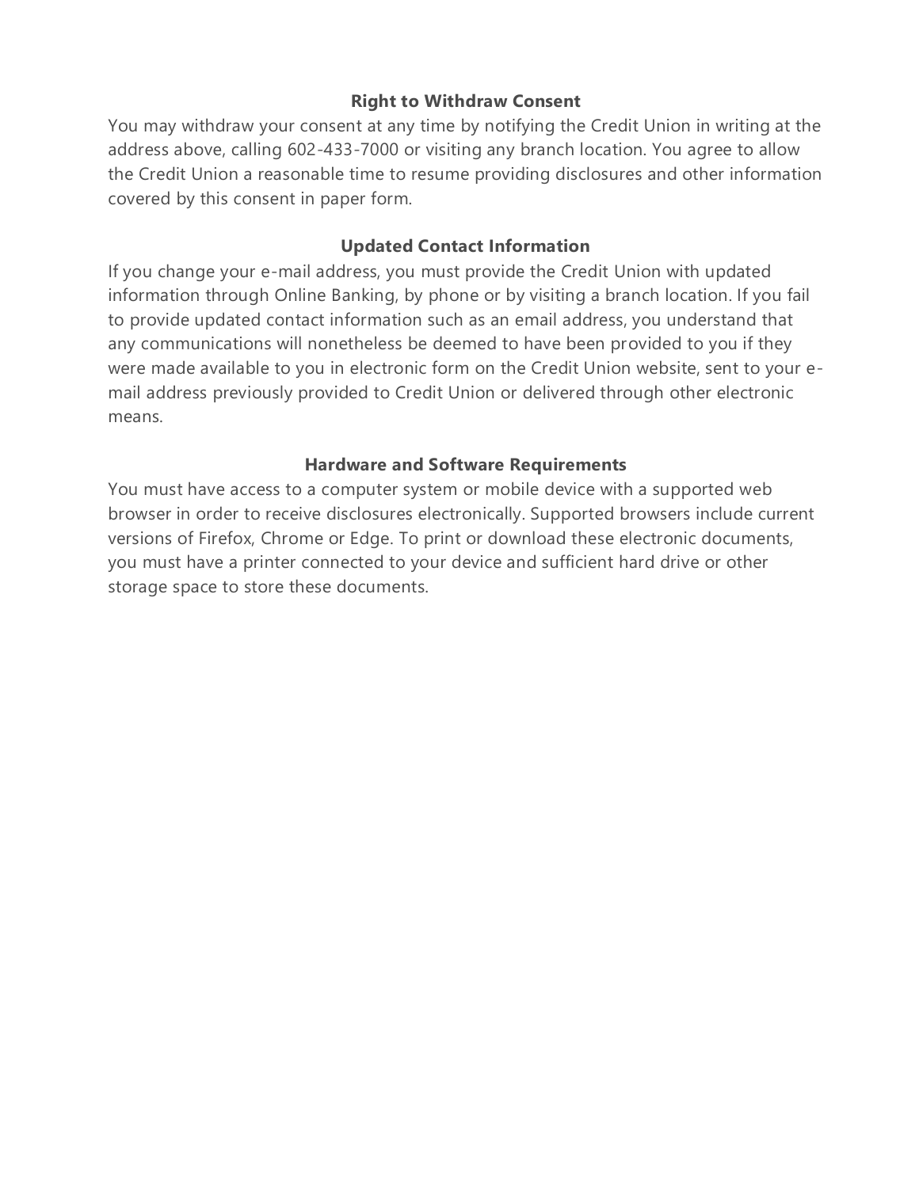## Right to Withdraw Consent

You may withdraw your consent at any time by notifying the Credit Union in writing at the address above, calling 602-433-7000 or visiting any branch location. You agree to allow the Credit Union a reasonable time to resume providing disclosures and other information covered by this consent in paper form.

## Updated Contact Information

If you change your e-mail address, you must provide the Credit Union with updated information through Online Banking, by phone or by visiting a branch location. If you fail to provide updated contact information such as an email address, you understand that any communications will nonetheless be deemed to have been provided to you if they were made available to you in electronic form on the Credit Union website, sent to your e-mail address previously provided to Credit Union or delivered through other electronic means.

## Hardware and Software Requirements

You must have access to a computer system or mobile device with a supported web browser in order to receive disclosures electronically. Supported browsers include current versions of Firefox, Chrome or Edge. To print or download these electronic documents, you must have a printer connected to your device and sufficient hard drive or other storage space to store these documents.